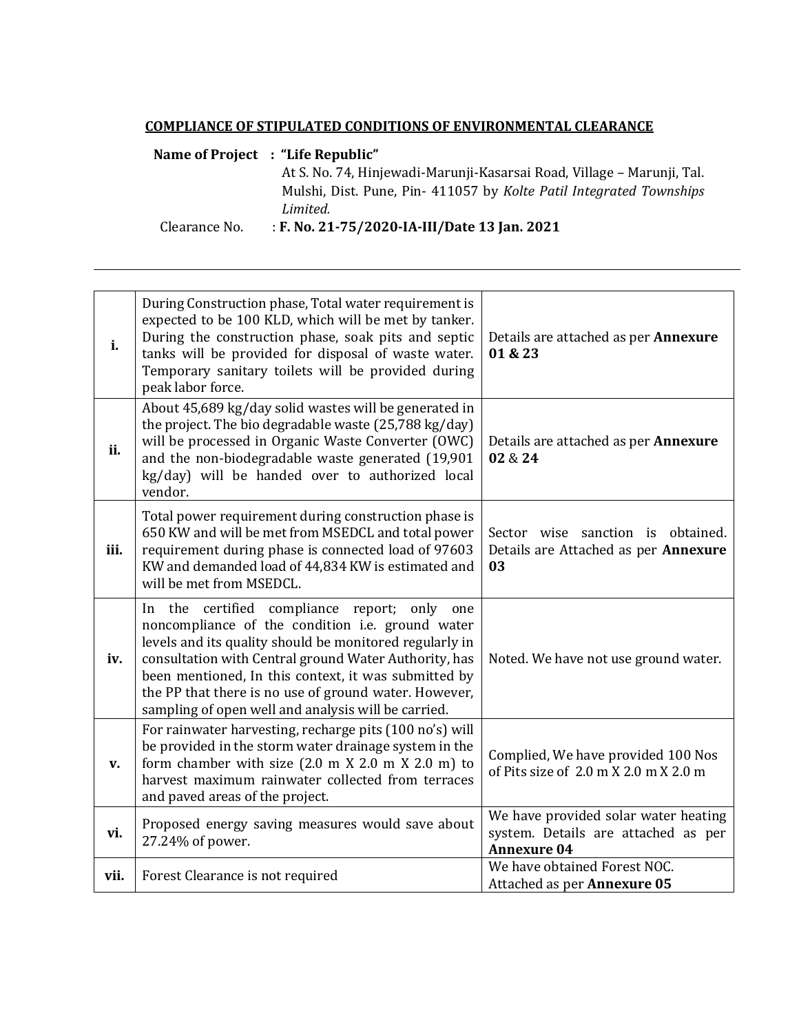## COMPLIANCE OF STIPULATED CONDITIONS OF ENVIRONMENTAL CLEARANCE

**Name of Project : "Life Republic"**
At S. No. 74, Hinjewadi-Marunji-Kasarsai Road, Village – Marunji, Tal. Mulshi, Dist. Pune, Pin- 411057 by *Kolte Patil Integrated Townships Limited.*

Clearance No. : **F. No. 21-75/2020-IA-III/Date 13 Jan. 2021**

---

| | | |
|---|---|---|
| **i.** | During Construction phase, Total water requirement is expected to be 100 KLD, which will be met by tanker. During the construction phase, soak pits and septic tanks will be provided for disposal of waste water. Temporary sanitary toilets will be provided during peak labor force. | Details are attached as per **Annexure 01 & 23** |
| **ii.** | About 45,689 kg/day solid wastes will be generated in the project. The bio degradable waste (25,788 kg/day) will be processed in Organic Waste Converter (OWC) and the non-biodegradable waste generated (19,901 kg/day) will be handed over to authorized local vendor. | Details are attached as per **Annexure 02** & **24** |
| **iii.** | Total power requirement during construction phase is 650 KW and will be met from MSEDCL and total power requirement during phase is connected load of 97603 KW and demanded load of 44,834 KW is estimated and will be met from MSEDCL. | Sector wise sanction is obtained. Details are Attached as per **Annexure 03** |
| **iv.** | In the certified compliance report; only one noncompliance of the condition i.e. ground water levels and its quality should be monitored regularly in consultation with Central ground Water Authority, has been mentioned, In this context, it was submitted by the PP that there is no use of ground water. However, sampling of open well and analysis will be carried. | Noted. We have not use ground water. |
| **v.** | For rainwater harvesting, recharge pits (100 no's) will be provided in the storm water drainage system in the form chamber with size (2.0 m X 2.0 m X 2.0 m) to harvest maximum rainwater collected from terraces and paved areas of the project. | Complied, We have provided 100 Nos of Pits size of 2.0 m X 2.0 m X 2.0 m |
| **vi.** | Proposed energy saving measures would save about 27.24% of power. | We have provided solar water heating system. Details are attached as per **Annexure 04** |
| **vii.** | Forest Clearance is not required | We have obtained Forest NOC. Attached as per **Annexure 05** |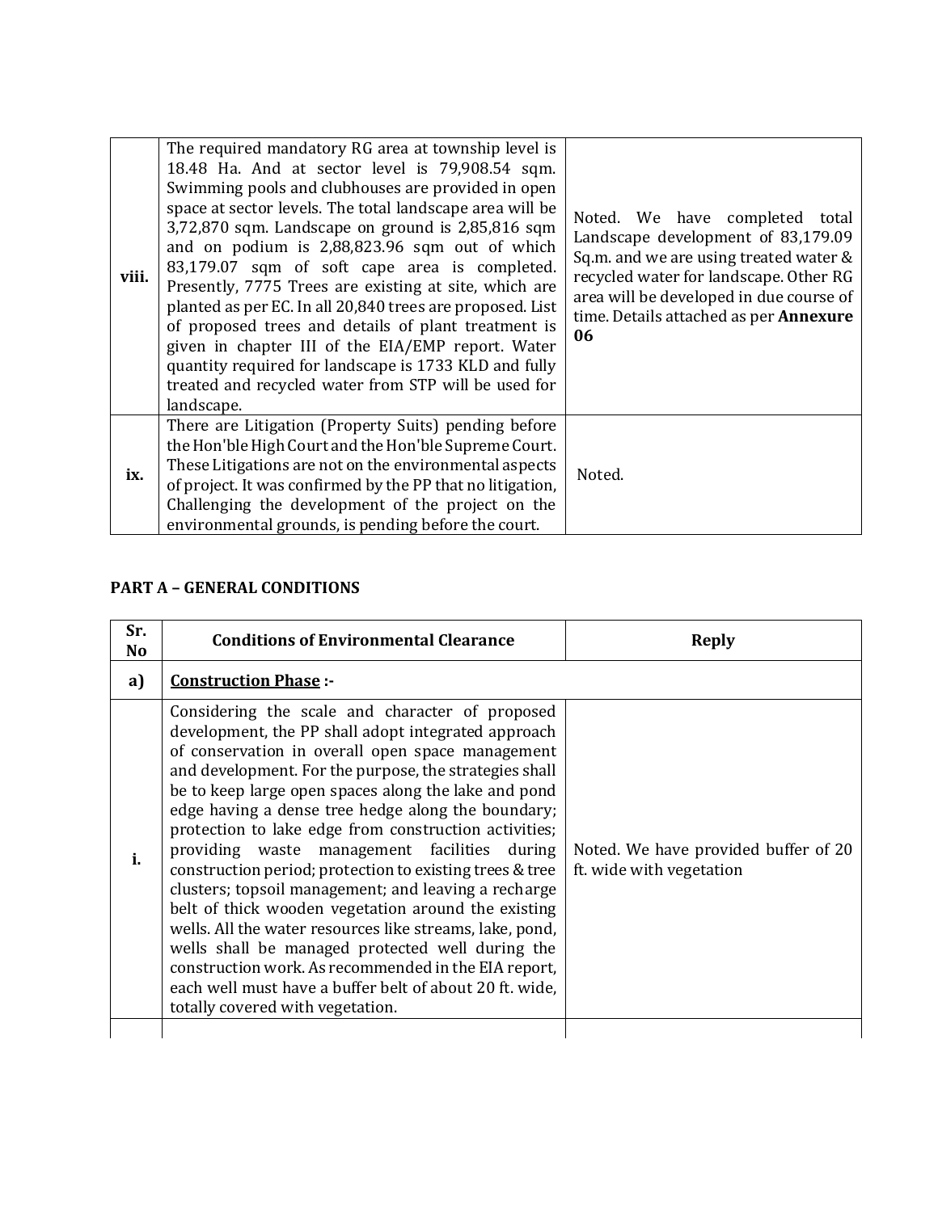| viii. | The required mandatory RG area at township level is 18.48 Ha. And at sector level is 79,908.54 sqm. Swimming pools and clubhouses are provided in open space at sector levels. The total landscape area will be 3,72,870 sqm. Landscape on ground is 2,85,816 sqm and on podium is 2,88,823.96 sqm out of which 83,179.07 sqm of soft cape area is completed. Presently, 7775 Trees are existing at site, which are planted as per EC. In all 20,840 trees are proposed. List of proposed trees and details of plant treatment is given in chapter III of the EIA/EMP report. Water quantity required for landscape is 1733 KLD and fully treated and recycled water from STP will be used for landscape. | Noted. We have completed total Landscape development of 83,179.09 Sq.m. and we are using treated water & recycled water for landscape. Other RG area will be developed in due course of time. Details attached as per **Annexure 06** |
|---|---|---|
| ix. | There are Litigation (Property Suits) pending before the Hon'ble High Court and the Hon'ble Supreme Court. These Litigations are not on the environmental aspects of project. It was confirmed by the PP that no litigation, Challenging the development of the project on the environmental grounds, is pending before the court. | Noted. |

## PART A – GENERAL CONDITIONS

| Sr. No | Conditions of Environmental Clearance | Reply |
|---|---|---|
| **a)** | **Construction Phase :-** | |
| **i.** | Considering the scale and character of proposed development, the PP shall adopt integrated approach of conservation in overall open space management and development. For the purpose, the strategies shall be to keep large open spaces along the lake and pond edge having a dense tree hedge along the boundary; protection to lake edge from construction activities; providing waste management facilities during construction period; protection to existing trees & tree clusters; topsoil management; and leaving a recharge belt of thick wooden vegetation around the existing wells. All the water resources like streams, lake, pond, wells shall be managed protected well during the construction work. As recommended in the EIA report, each well must have a buffer belt of about 20 ft. wide, totally covered with vegetation. | Noted. We have provided buffer of 20 ft. wide with vegetation |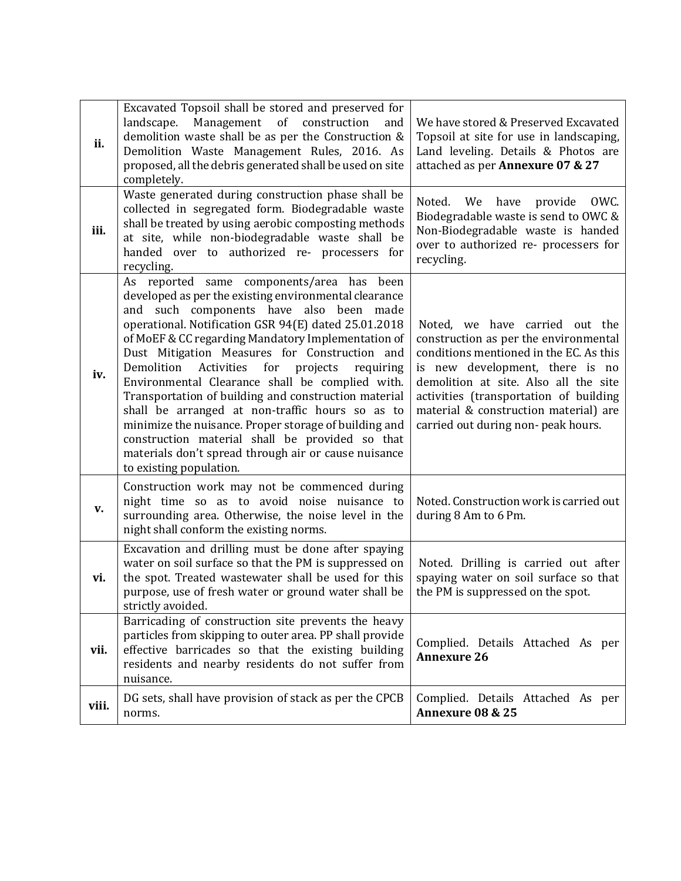| | | |
|---|---|---|
| **ii.** | Excavated Topsoil shall be stored and preserved for landscape. Management of construction and demolition waste shall be as per the Construction & Demolition Waste Management Rules, 2016. As proposed, all the debris generated shall be used on site completely. | We have stored & Preserved Excavated Topsoil at site for use in landscaping, Land leveling. Details & Photos are attached as per **Annexure 07 & 27** |
| **iii.** | Waste generated during construction phase shall be collected in segregated form. Biodegradable waste shall be treated by using aerobic composting methods at site, while non-biodegradable waste shall be handed over to authorized re- processers for recycling. | Noted. We have provide OWC. Biodegradable waste is send to OWC & Non-Biodegradable waste is handed over to authorized re- processers for recycling. |
| **iv.** | As reported same components/area has been developed as per the existing environmental clearance and such components have also been made operational. Notification GSR 94(E) dated 25.01.2018 of MoEF & CC regarding Mandatory Implementation of Dust Mitigation Measures for Construction and Demolition Activities for projects requiring Environmental Clearance shall be complied with. Transportation of building and construction material shall be arranged at non-traffic hours so as to minimize the nuisance. Proper storage of building and construction material shall be provided so that materials don't spread through air or cause nuisance to existing population. | Noted, we have carried out the construction as per the environmental conditions mentioned in the EC. As this is new development, there is no demolition at site. Also all the site activities (transportation of building material & construction material) are carried out during non- peak hours. |
| **v.** | Construction work may not be commenced during night time so as to avoid noise nuisance to surrounding area. Otherwise, the noise level in the night shall conform the existing norms. | Noted. Construction work is carried out during 8 Am to 6 Pm. |
| **vi.** | Excavation and drilling must be done after spaying water on soil surface so that the PM is suppressed on the spot. Treated wastewater shall be used for this purpose, use of fresh water or ground water shall be strictly avoided. | Noted. Drilling is carried out after spaying water on soil surface so that the PM is suppressed on the spot. |
| **vii.** | Barricading of construction site prevents the heavy particles from skipping to outer area. PP shall provide effective barricades so that the existing building residents and nearby residents do not suffer from nuisance. | Complied. Details Attached As per **Annexure 26** |
| **viii.** | DG sets, shall have provision of stack as per the CPCB norms. | Complied. Details Attached As per **Annexure 08 & 25** |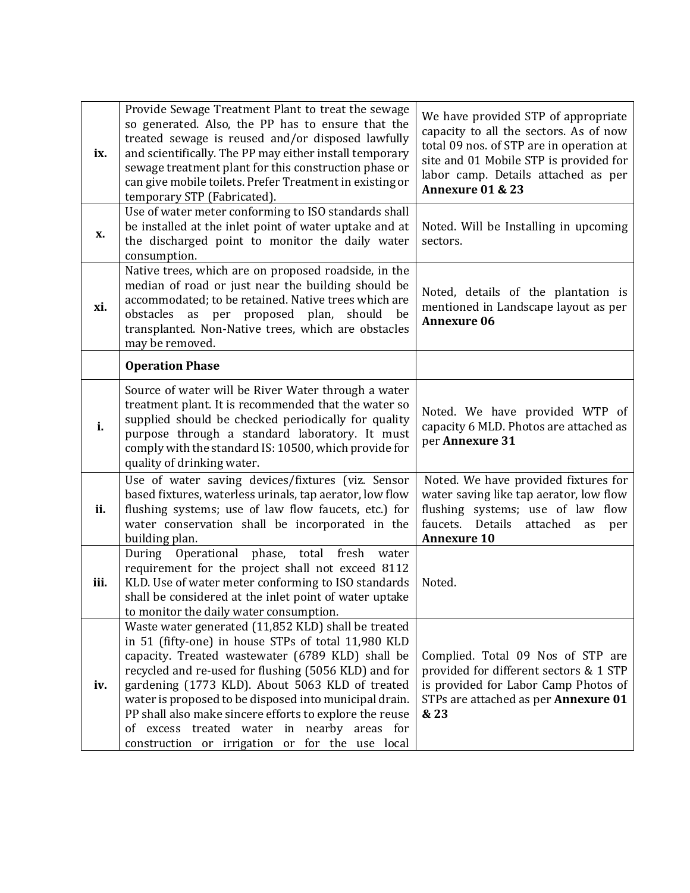| | | |
|---|---|---|
| **ix.** | Provide Sewage Treatment Plant to treat the sewage so generated. Also, the PP has to ensure that the treated sewage is reused and/or disposed lawfully and scientifically. The PP may either install temporary sewage treatment plant for this construction phase or can give mobile toilets. Prefer Treatment in existing or temporary STP (Fabricated). | We have provided STP of appropriate capacity to all the sectors. As of now total 09 nos. of STP are in operation at site and 01 Mobile STP is provided for labor camp. Details attached as per **Annexure 01 & 23** |
| **x.** | Use of water meter conforming to ISO standards shall be installed at the inlet point of water uptake and at the discharged point to monitor the daily water consumption. | Noted. Will be Installing in upcoming sectors. |
| **xi.** | Native trees, which are on proposed roadside, in the median of road or just near the building should be accommodated; to be retained. Native trees which are obstacles as per proposed plan, should be transplanted. Non-Native trees, which are obstacles may be removed. | Noted, details of the plantation is mentioned in Landscape layout as per **Annexure 06** |
| | **Operation Phase** | |
| **i.** | Source of water will be River Water through a water treatment plant. It is recommended that the water so supplied should be checked periodically for quality purpose through a standard laboratory. It must comply with the standard IS: 10500, which provide for quality of drinking water. | Noted. We have provided WTP of capacity 6 MLD. Photos are attached as per **Annexure 31** |
| **ii.** | Use of water saving devices/fixtures (viz. Sensor based fixtures, waterless urinals, tap aerator, low flow flushing systems; use of law flow faucets, etc.) for water conservation shall be incorporated in the building plan. | Noted. We have provided fixtures for water saving like tap aerator, low flow flushing systems; use of law flow faucets. Details attached as per **Annexure 10** |
| **iii.** | During Operational phase, total fresh water requirement for the project shall not exceed 8112 KLD. Use of water meter conforming to ISO standards shall be considered at the inlet point of water uptake to monitor the daily water consumption. | Noted. |
| **iv.** | Waste water generated (11,852 KLD) shall be treated in 51 (fifty-one) in house STPs of total 11,980 KLD capacity. Treated wastewater (6789 KLD) shall be recycled and re-used for flushing (5056 KLD) and for gardening (1773 KLD). About 5063 KLD of treated water is proposed to be disposed into municipal drain. PP shall also make sincere efforts to explore the reuse of excess treated water in nearby areas for construction or irrigation or for the use local | Complied. Total 09 Nos of STP are provided for different sectors & 1 STP is provided for Labor Camp Photos of STPs are attached as per **Annexure 01 & 23** |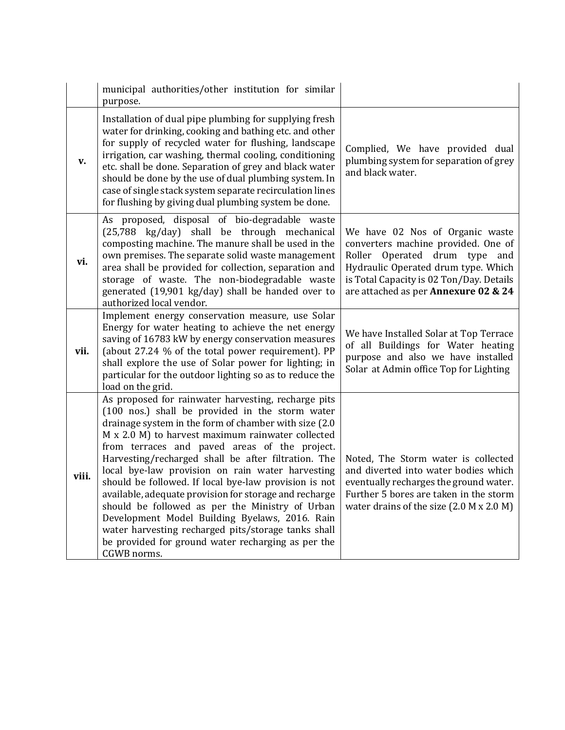|  |  |  |
|---|---|---|
|  | municipal authorities/other institution for similar purpose. |  |
| **v.** | Installation of dual pipe plumbing for supplying fresh water for drinking, cooking and bathing etc. and other for supply of recycled water for flushing, landscape irrigation, car washing, thermal cooling, conditioning etc. shall be done. Separation of grey and black water should be done by the use of dual plumbing system. In case of single stack system separate recirculation lines for flushing by giving dual plumbing system be done. | Complied, We have provided dual plumbing system for separation of grey and black water. |
| **vi.** | As proposed, disposal of bio-degradable waste (25,788 kg/day) shall be through mechanical composting machine. The manure shall be used in the own premises. The separate solid waste management area shall be provided for collection, separation and storage of waste. The non-biodegradable waste generated (19,901 kg/day) shall be handed over to authorized local vendor. | We have 02 Nos of Organic waste converters machine provided. One of Roller Operated drum type and Hydraulic Operated drum type. Which is Total Capacity is 02 Ton/Day. Details are attached as per **Annexure 02 & 24** |
| **vii.** | Implement energy conservation measure, use Solar Energy for water heating to achieve the net energy saving of 16783 kW by energy conservation measures (about 27.24 % of the total power requirement). PP shall explore the use of Solar power for lighting; in particular for the outdoor lighting so as to reduce the load on the grid. | We have Installed Solar at Top Terrace of all Buildings for Water heating purpose and also we have installed Solar at Admin office Top for Lighting |
| **viii.** | As proposed for rainwater harvesting, recharge pits (100 nos.) shall be provided in the storm water drainage system in the form of chamber with size (2.0 M x 2.0 M) to harvest maximum rainwater collected from terraces and paved areas of the project. Harvesting/recharged shall be after filtration. The local bye-law provision on rain water harvesting should be followed. If local bye-law provision is not available, adequate provision for storage and recharge should be followed as per the Ministry of Urban Development Model Building Byelaws, 2016. Rain water harvesting recharged pits/storage tanks shall be provided for ground water recharging as per the CGWB norms. | Noted, The Storm water is collected and diverted into water bodies which eventually recharges the ground water. Further 5 bores are taken in the storm water drains of the size (2.0 M x 2.0 M) |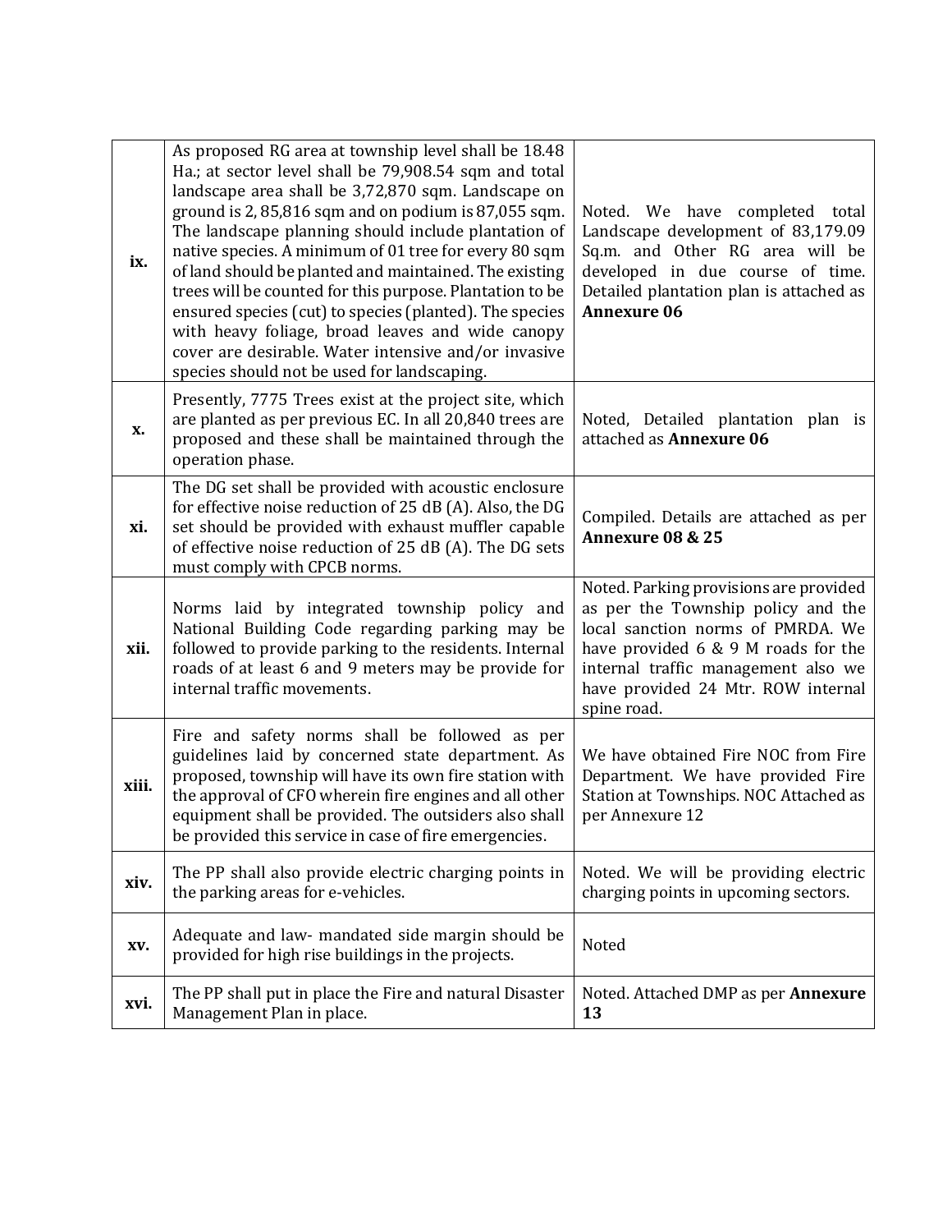| | | |
|---|---|---|
| **ix.** | As proposed RG area at township level shall be 18.48 Ha.; at sector level shall be 79,908.54 sqm and total landscape area shall be 3,72,870 sqm. Landscape on ground is 2, 85,816 sqm and on podium is 87,055 sqm. The landscape planning should include plantation of native species. A minimum of 01 tree for every 80 sqm of land should be planted and maintained. The existing trees will be counted for this purpose. Plantation to be ensured species (cut) to species (planted). The species with heavy foliage, broad leaves and wide canopy cover are desirable. Water intensive and/or invasive species should not be used for landscaping. | Noted. We have completed total Landscape development of 83,179.09 Sq.m. and Other RG area will be developed in due course of time. Detailed plantation plan is attached as **Annexure 06** |
| **x.** | Presently, 7775 Trees exist at the project site, which are planted as per previous EC. In all 20,840 trees are proposed and these shall be maintained through the operation phase. | Noted, Detailed plantation plan is attached as **Annexure 06** |
| **xi.** | The DG set shall be provided with acoustic enclosure for effective noise reduction of 25 dB (A). Also, the DG set should be provided with exhaust muffler capable of effective noise reduction of 25 dB (A). The DG sets must comply with CPCB norms. | Compiled. Details are attached as per **Annexure 08 & 25** |
| **xii.** | Norms laid by integrated township policy and National Building Code regarding parking may be followed to provide parking to the residents. Internal roads of at least 6 and 9 meters may be provide for internal traffic movements. | Noted. Parking provisions are provided as per the Township policy and the local sanction norms of PMRDA. We have provided 6 & 9 M roads for the internal traffic management also we have provided 24 Mtr. ROW internal spine road. |
| **xiii.** | Fire and safety norms shall be followed as per guidelines laid by concerned state department. As proposed, township will have its own fire station with the approval of CFO wherein fire engines and all other equipment shall be provided. The outsiders also shall be provided this service in case of fire emergencies. | We have obtained Fire NOC from Fire Department. We have provided Fire Station at Townships. NOC Attached as per Annexure 12 |
| **xiv.** | The PP shall also provide electric charging points in the parking areas for e-vehicles. | Noted. We will be providing electric charging points in upcoming sectors. |
| **xv.** | Adequate and law- mandated side margin should be provided for high rise buildings in the projects. | Noted |
| **xvi.** | The PP shall put in place the Fire and natural Disaster Management Plan in place. | Noted. Attached DMP as per **Annexure 13** |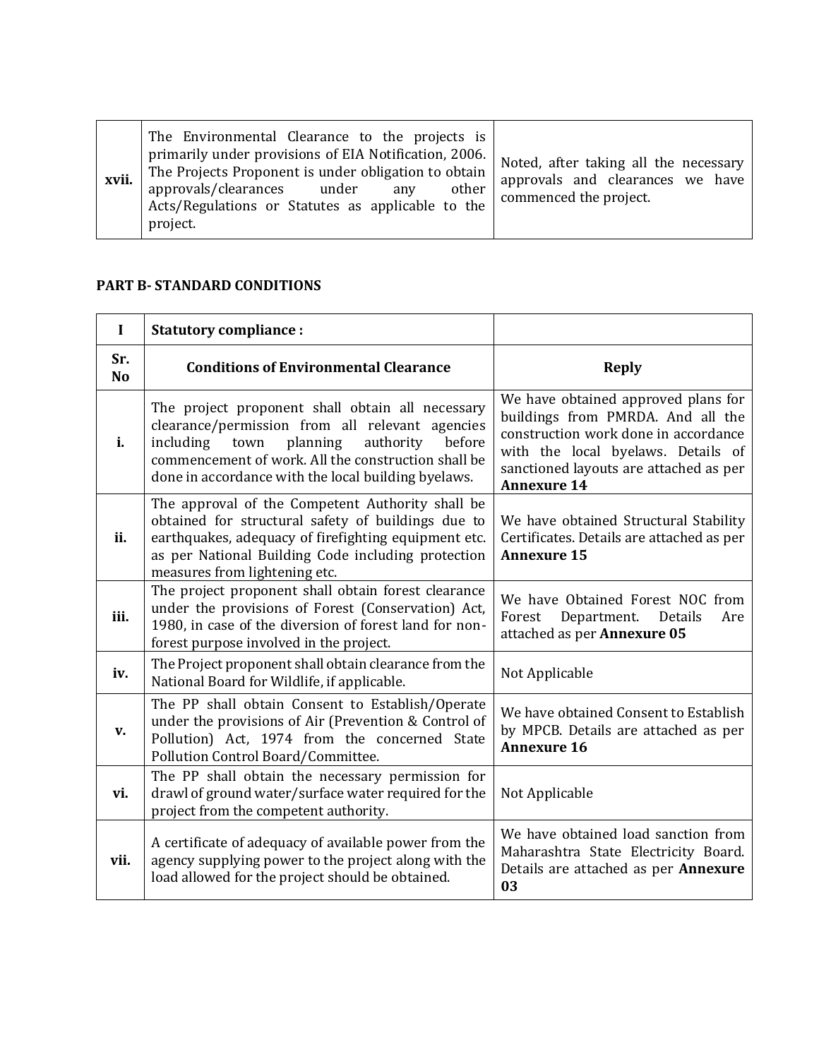| xvii. | The Environmental Clearance to the projects is primarily under provisions of EIA Notification, 2006. The Projects Proponent is under obligation to obtain approvals/clearances under any other Acts/Regulations or Statutes as applicable to the project. | Noted, after taking all the necessary approvals and clearances we have commenced the project. |
|---|---|---|

**PART B- STANDARD CONDITIONS**

| I | **Statutory compliance :** | |
|---|---|---|
| **Sr. No** | **Conditions of Environmental Clearance** | **Reply** |
| **i.** | The project proponent shall obtain all necessary clearance/permission from all relevant agencies including town planning authority before commencement of work. All the construction shall be done in accordance with the local building byelaws. | We have obtained approved plans for buildings from PMRDA. And all the construction work done in accordance with the local byelaws. Details of sanctioned layouts are attached as per **Annexure 14** |
| **ii.** | The approval of the Competent Authority shall be obtained for structural safety of buildings due to earthquakes, adequacy of firefighting equipment etc. as per National Building Code including protection measures from lightening etc. | We have obtained Structural Stability Certificates. Details are attached as per **Annexure 15** |
| **iii.** | The project proponent shall obtain forest clearance under the provisions of Forest (Conservation) Act, 1980, in case of the diversion of forest land for non-forest purpose involved in the project. | We have Obtained Forest NOC from Forest Department. Details Are attached as per **Annexure 05** |
| **iv.** | The Project proponent shall obtain clearance from the National Board for Wildlife, if applicable. | Not Applicable |
| **v.** | The PP shall obtain Consent to Establish/Operate under the provisions of Air (Prevention & Control of Pollution) Act, 1974 from the concerned State Pollution Control Board/Committee. | We have obtained Consent to Establish by MPCB. Details are attached as per **Annexure 16** |
| **vi.** | The PP shall obtain the necessary permission for drawl of ground water/surface water required for the project from the competent authority. | Not Applicable |
| **vii.** | A certificate of adequacy of available power from the agency supplying power to the project along with the load allowed for the project should be obtained. | We have obtained load sanction from Maharashtra State Electricity Board. Details are attached as per **Annexure 03** |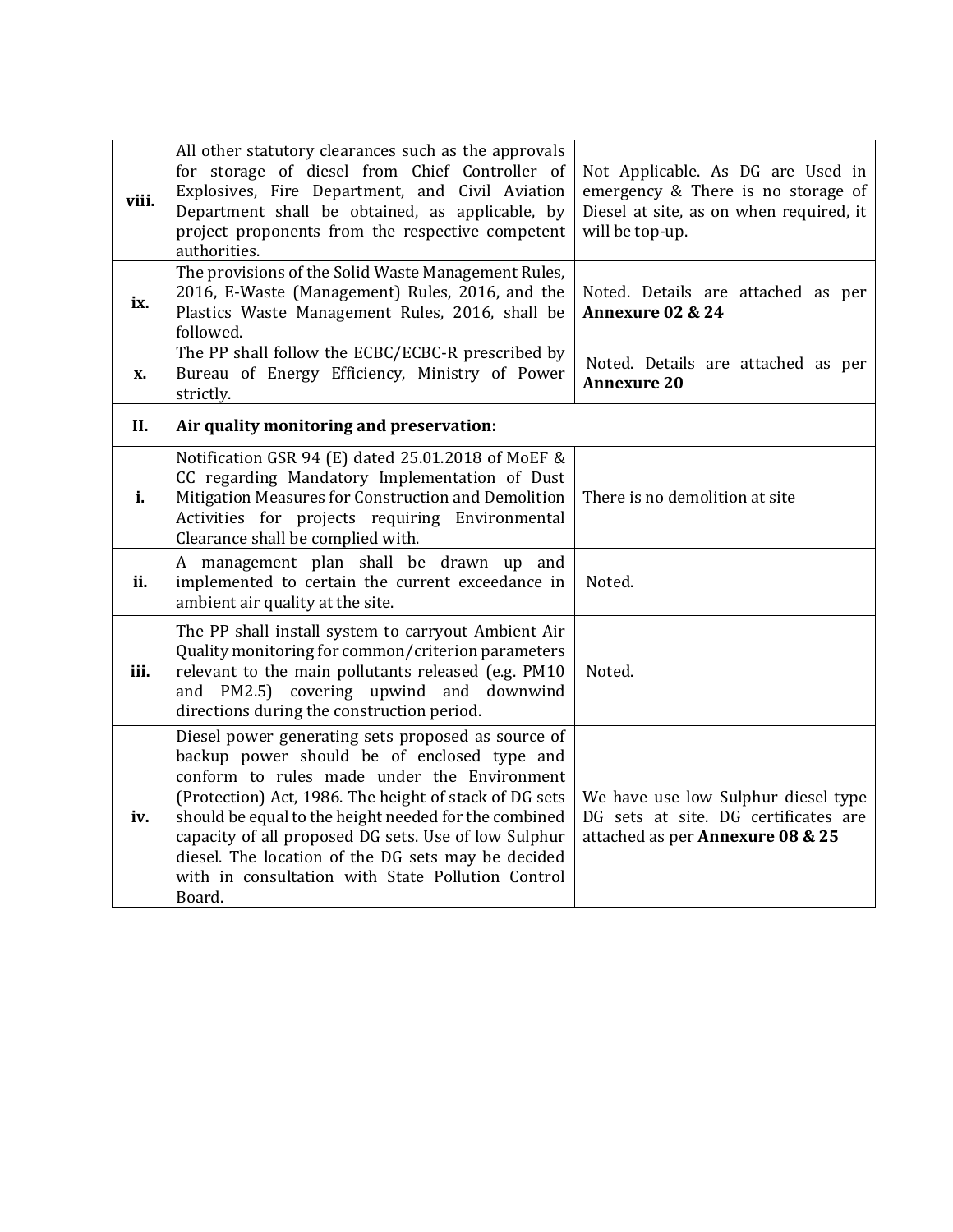| | | |
|---|---|---|
| **viii.** | All other statutory clearances such as the approvals for storage of diesel from Chief Controller of Explosives, Fire Department, and Civil Aviation Department shall be obtained, as applicable, by project proponents from the respective competent authorities. | Not Applicable. As DG are Used in emergency & There is no storage of Diesel at site, as on when required, it will be top-up. |
| **ix.** | The provisions of the Solid Waste Management Rules, 2016, E-Waste (Management) Rules, 2016, and the Plastics Waste Management Rules, 2016, shall be followed. | Noted. Details are attached as per **Annexure 02 & 24** |
| **x.** | The PP shall follow the ECBC/ECBC-R prescribed by Bureau of Energy Efficiency, Ministry of Power strictly. | Noted. Details are attached as per **Annexure 20** |
| **II.** | **Air quality monitoring and preservation:** | |
| **i.** | Notification GSR 94 (E) dated 25.01.2018 of MoEF & CC regarding Mandatory Implementation of Dust Mitigation Measures for Construction and Demolition Activities for projects requiring Environmental Clearance shall be complied with. | There is no demolition at site |
| **ii.** | A management plan shall be drawn up and implemented to certain the current exceedance in ambient air quality at the site. | Noted. |
| **iii.** | The PP shall install system to carryout Ambient Air Quality monitoring for common/criterion parameters relevant to the main pollutants released (e.g. PM10 and PM2.5) covering upwind and downwind directions during the construction period. | Noted. |
| **iv.** | Diesel power generating sets proposed as source of backup power should be of enclosed type and conform to rules made under the Environment (Protection) Act, 1986. The height of stack of DG sets should be equal to the height needed for the combined capacity of all proposed DG sets. Use of low Sulphur diesel. The location of the DG sets may be decided with in consultation with State Pollution Control Board. | We have use low Sulphur diesel type DG sets at site. DG certificates are attached as per **Annexure 08 & 25** |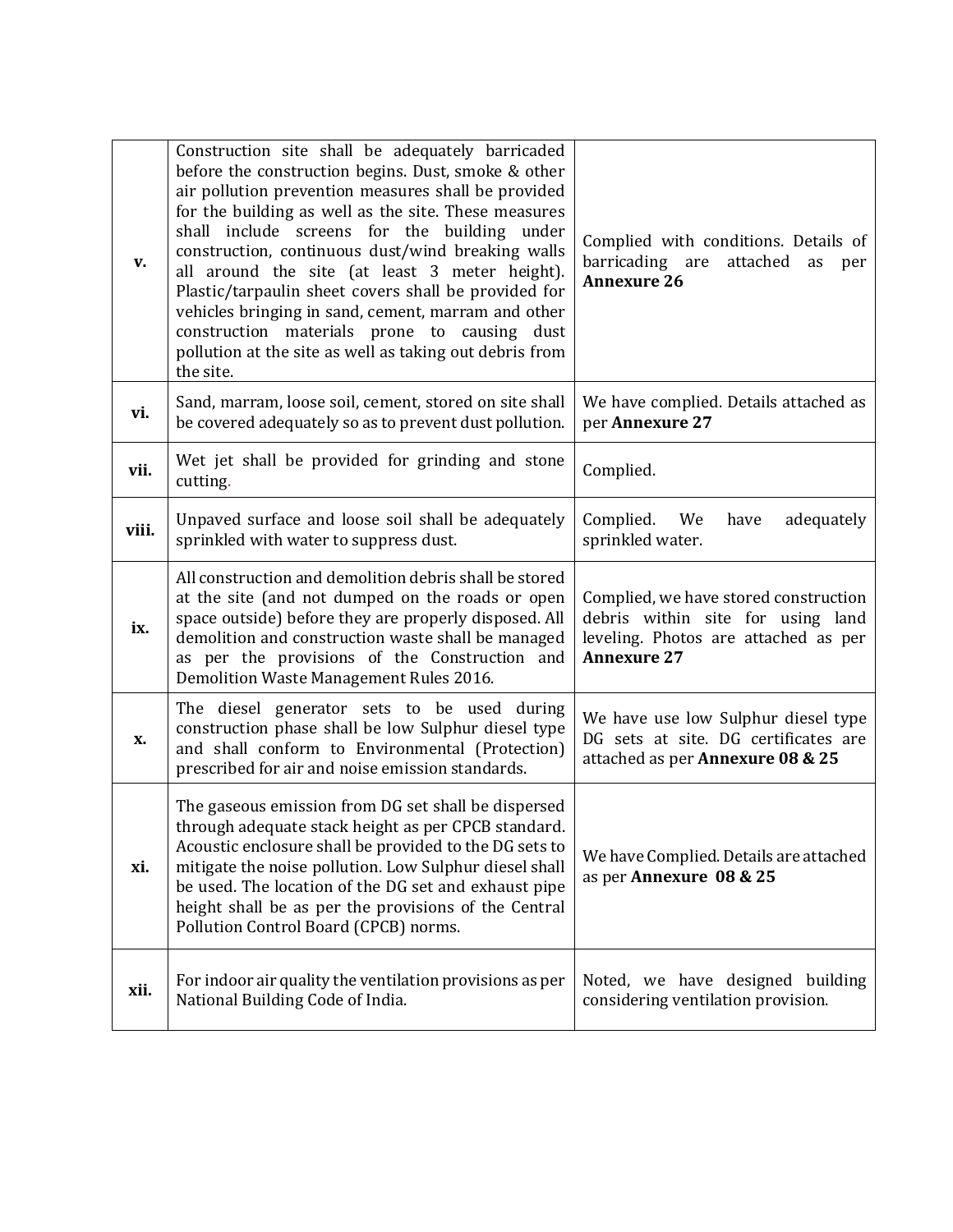| | | |
|---|---|---|
| **v.** | Construction site shall be adequately barricaded before the construction begins. Dust, smoke & other air pollution prevention measures shall be provided for the building as well as the site. These measures shall include screens for the building under construction, continuous dust/wind breaking walls all around the site (at least 3 meter height). Plastic/tarpaulin sheet covers shall be provided for vehicles bringing in sand, cement, marram and other construction materials prone to causing dust pollution at the site as well as taking out debris from the site. | Complied with conditions. Details of barricading are attached as per **Annexure 26** |
| **vi.** | Sand, marram, loose soil, cement, stored on site shall be covered adequately so as to prevent dust pollution. | We have complied. Details attached as per **Annexure 27** |
| **vii.** | Wet jet shall be provided for grinding and stone cutting. | Complied. |
| **viii.** | Unpaved surface and loose soil shall be adequately sprinkled with water to suppress dust. | Complied. We have adequately sprinkled water. |
| **ix.** | All construction and demolition debris shall be stored at the site (and not dumped on the roads or open space outside) before they are properly disposed. All demolition and construction waste shall be managed as per the provisions of the Construction and Demolition Waste Management Rules 2016. | Complied, we have stored construction debris within site for using land leveling. Photos are attached as per **Annexure 27** |
| **x.** | The diesel generator sets to be used during construction phase shall be low Sulphur diesel type and shall conform to Environmental (Protection) prescribed for air and noise emission standards. | We have use low Sulphur diesel type DG sets at site. DG certificates are attached as per **Annexure 08 & 25** |
| **xi.** | The gaseous emission from DG set shall be dispersed through adequate stack height as per CPCB standard. Acoustic enclosure shall be provided to the DG sets to mitigate the noise pollution. Low Sulphur diesel shall be used. The location of the DG set and exhaust pipe height shall be as per the provisions of the Central Pollution Control Board (CPCB) norms. | We have Complied. Details are attached as per **Annexure 08 & 25** |
| **xii.** | For indoor air quality the ventilation provisions as per National Building Code of India. | Noted, we have designed building considering ventilation provision. |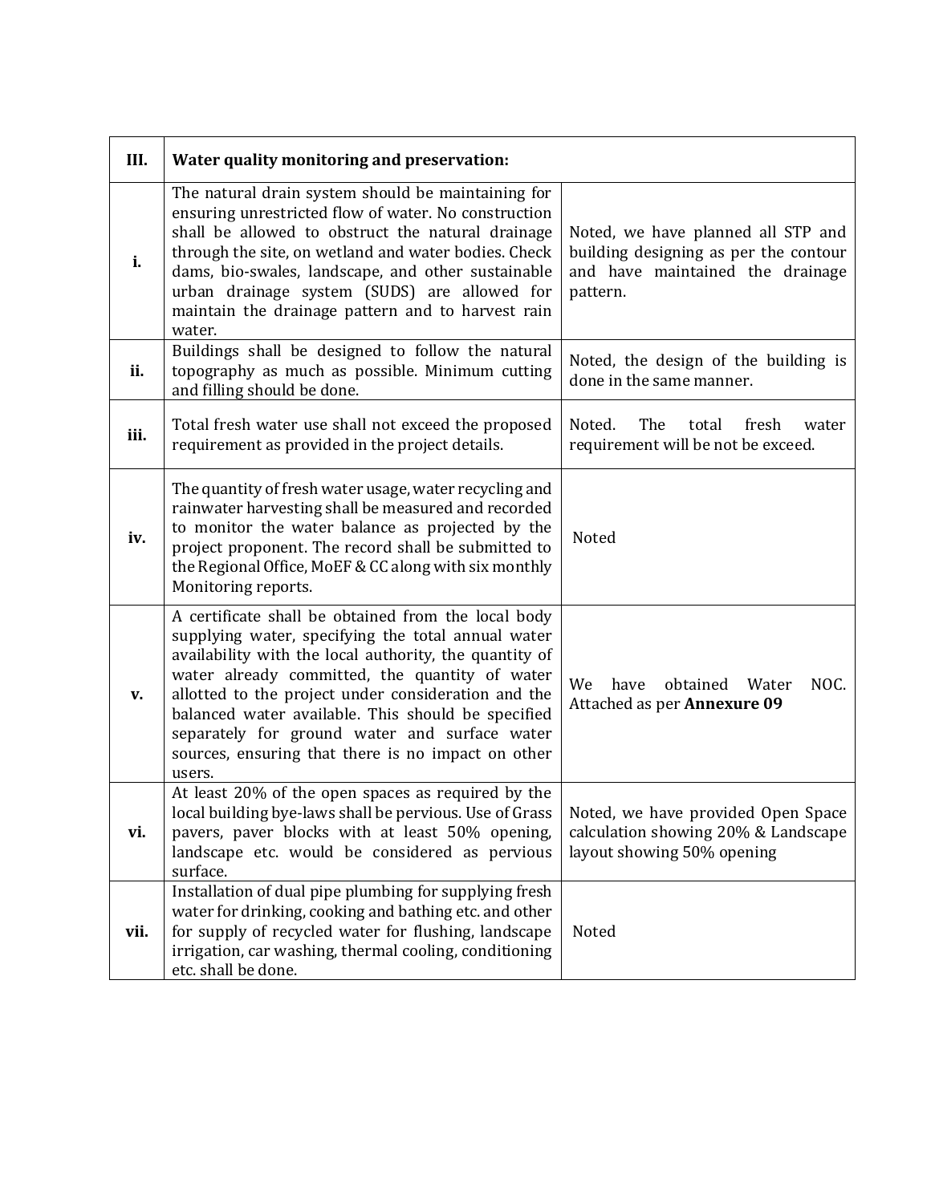| III. | Water quality monitoring and preservation: | |
|---|---|---|
| i. | The natural drain system should be maintaining for ensuring unrestricted flow of water. No construction shall be allowed to obstruct the natural drainage through the site, on wetland and water bodies. Check dams, bio-swales, landscape, and other sustainable urban drainage system (SUDS) are allowed for maintain the drainage pattern and to harvest rain water. | Noted, we have planned all STP and building designing as per the contour and have maintained the drainage pattern. |
| ii. | Buildings shall be designed to follow the natural topography as much as possible. Minimum cutting and filling should be done. | Noted, the design of the building is done in the same manner. |
| iii. | Total fresh water use shall not exceed the proposed requirement as provided in the project details. | Noted. The total fresh water requirement will be not be exceed. |
| iv. | The quantity of fresh water usage, water recycling and rainwater harvesting shall be measured and recorded to monitor the water balance as projected by the project proponent. The record shall be submitted to the Regional Office, MoEF & CC along with six monthly Monitoring reports. | Noted |
| v. | A certificate shall be obtained from the local body supplying water, specifying the total annual water availability with the local authority, the quantity of water already committed, the quantity of water allotted to the project under consideration and the balanced water available. This should be specified separately for ground water and surface water sources, ensuring that there is no impact on other users. | We have obtained Water NOC. Attached as per **Annexure 09** |
| vi. | At least 20% of the open spaces as required by the local building bye-laws shall be pervious. Use of Grass pavers, paver blocks with at least 50% opening, landscape etc. would be considered as pervious surface. | Noted, we have provided Open Space calculation showing 20% & Landscape layout showing 50% opening |
| vii. | Installation of dual pipe plumbing for supplying fresh water for drinking, cooking and bathing etc. and other for supply of recycled water for flushing, landscape irrigation, car washing, thermal cooling, conditioning etc. shall be done. | Noted |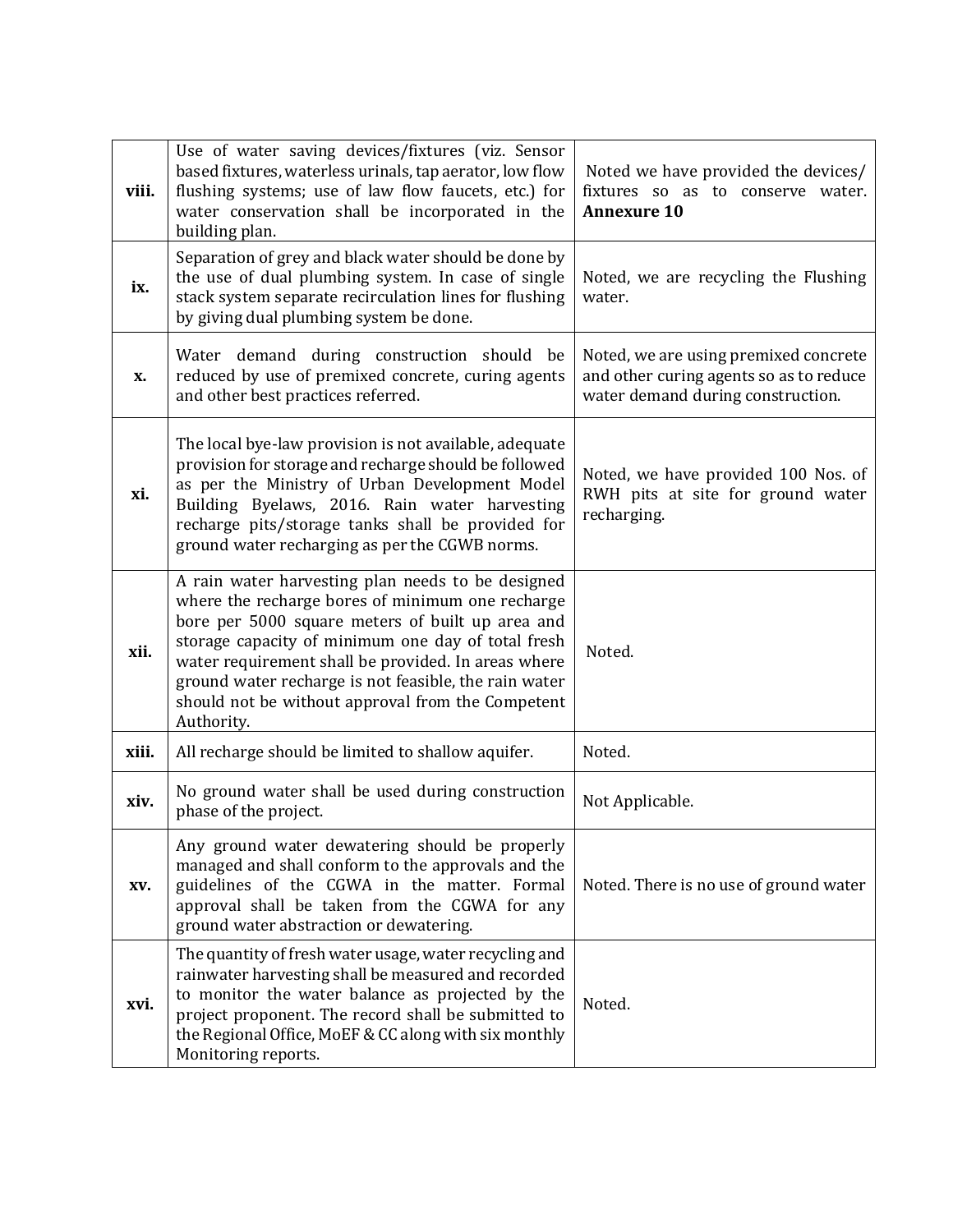| | | |
|---|---|---|
| **viii.** | Use of water saving devices/fixtures (viz. Sensor based fixtures, waterless urinals, tap aerator, low flow flushing systems; use of law flow faucets, etc.) for water conservation shall be incorporated in the building plan. | Noted we have provided the devices/ fixtures so as to conserve water. **Annexure 10** |
| **ix.** | Separation of grey and black water should be done by the use of dual plumbing system. In case of single stack system separate recirculation lines for flushing by giving dual plumbing system be done. | Noted, we are recycling the Flushing water. |
| **x.** | Water demand during construction should be reduced by use of premixed concrete, curing agents and other best practices referred. | Noted, we are using premixed concrete and other curing agents so as to reduce water demand during construction. |
| **xi.** | The local bye-law provision is not available, adequate provision for storage and recharge should be followed as per the Ministry of Urban Development Model Building Byelaws, 2016. Rain water harvesting recharge pits/storage tanks shall be provided for ground water recharging as per the CGWB norms. | Noted, we have provided 100 Nos. of RWH pits at site for ground water recharging. |
| **xii.** | A rain water harvesting plan needs to be designed where the recharge bores of minimum one recharge bore per 5000 square meters of built up area and storage capacity of minimum one day of total fresh water requirement shall be provided. In areas where ground water recharge is not feasible, the rain water should not be without approval from the Competent Authority. | Noted. |
| **xiii.** | All recharge should be limited to shallow aquifer. | Noted. |
| **xiv.** | No ground water shall be used during construction phase of the project. | Not Applicable. |
| **xv.** | Any ground water dewatering should be properly managed and shall conform to the approvals and the guidelines of the CGWA in the matter. Formal approval shall be taken from the CGWA for any ground water abstraction or dewatering. | Noted. There is no use of ground water |
| **xvi.** | The quantity of fresh water usage, water recycling and rainwater harvesting shall be measured and recorded to monitor the water balance as projected by the project proponent. The record shall be submitted to the Regional Office, MoEF & CC along with six monthly Monitoring reports. | Noted. |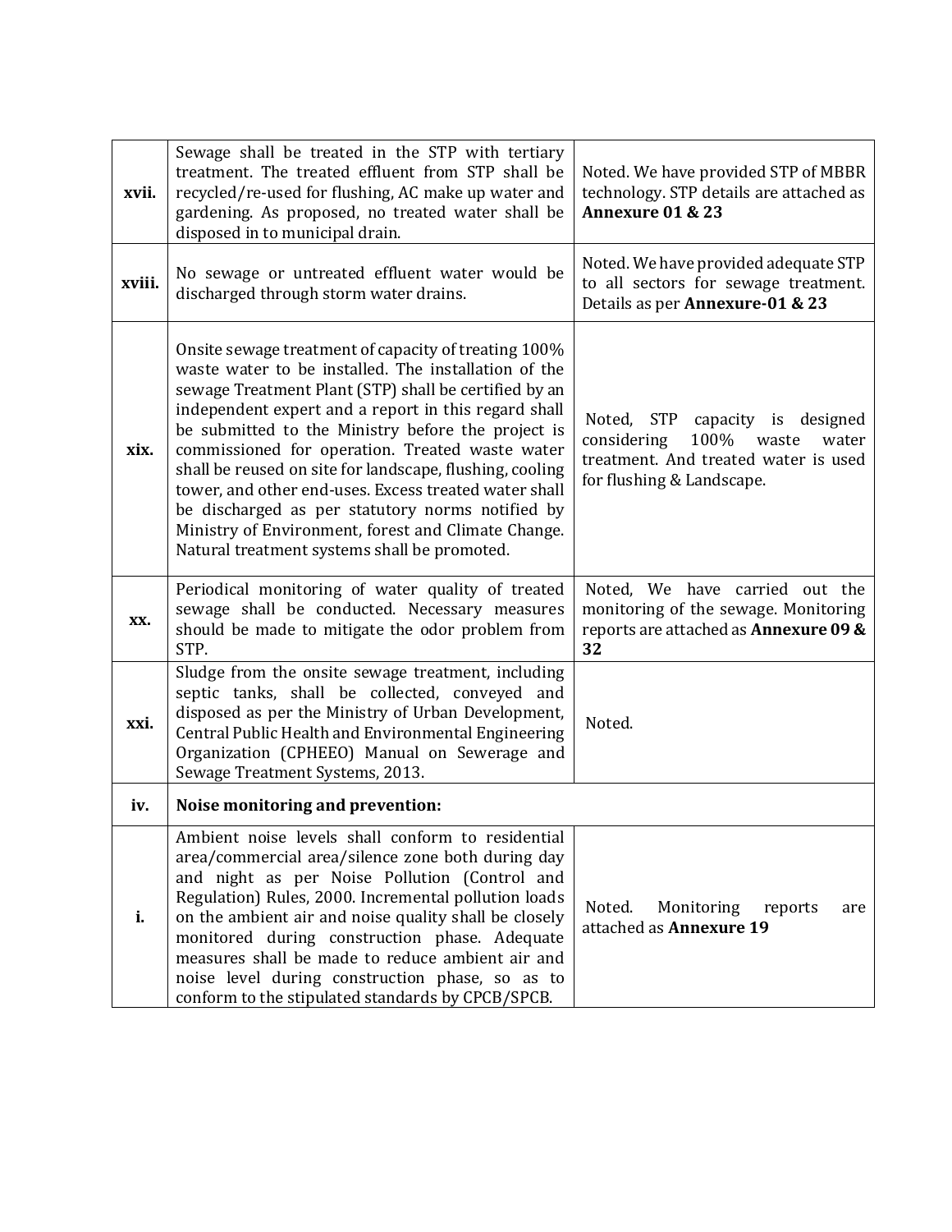| | | |
|---|---|---|
| **xvii.** | Sewage shall be treated in the STP with tertiary treatment. The treated effluent from STP shall be recycled/re-used for flushing, AC make up water and gardening. As proposed, no treated water shall be disposed in to municipal drain. | Noted. We have provided STP of MBBR technology. STP details are attached as **Annexure 01 & 23** |
| **xviii.** | No sewage or untreated effluent water would be discharged through storm water drains. | Noted. We have provided adequate STP to all sectors for sewage treatment. Details as per **Annexure-01 & 23** |
| **xix.** | Onsite sewage treatment of capacity of treating 100% waste water to be installed. The installation of the sewage Treatment Plant (STP) shall be certified by an independent expert and a report in this regard shall be submitted to the Ministry before the project is commissioned for operation. Treated waste water shall be reused on site for landscape, flushing, cooling tower, and other end-uses. Excess treated water shall be discharged as per statutory norms notified by Ministry of Environment, forest and Climate Change. Natural treatment systems shall be promoted. | Noted, STP capacity is designed considering 100% waste water treatment. And treated water is used for flushing & Landscape. |
| **xx.** | Periodical monitoring of water quality of treated sewage shall be conducted. Necessary measures should be made to mitigate the odor problem from STP. | Noted, We have carried out the monitoring of the sewage. Monitoring reports are attached as **Annexure 09 & 32** |
| **xxi.** | Sludge from the onsite sewage treatment, including septic tanks, shall be collected, conveyed and disposed as per the Ministry of Urban Development, Central Public Health and Environmental Engineering Organization (CPHEEO) Manual on Sewerage and Sewage Treatment Systems, 2013. | Noted. |
| **iv.** | **Noise monitoring and prevention:** | |
| **i.** | Ambient noise levels shall conform to residential area/commercial area/silence zone both during day and night as per Noise Pollution (Control and Regulation) Rules, 2000. Incremental pollution loads on the ambient air and noise quality shall be closely monitored during construction phase. Adequate measures shall be made to reduce ambient air and noise level during construction phase, so as to conform to the stipulated standards by CPCB/SPCB. | Noted. Monitoring reports are attached as **Annexure 19** |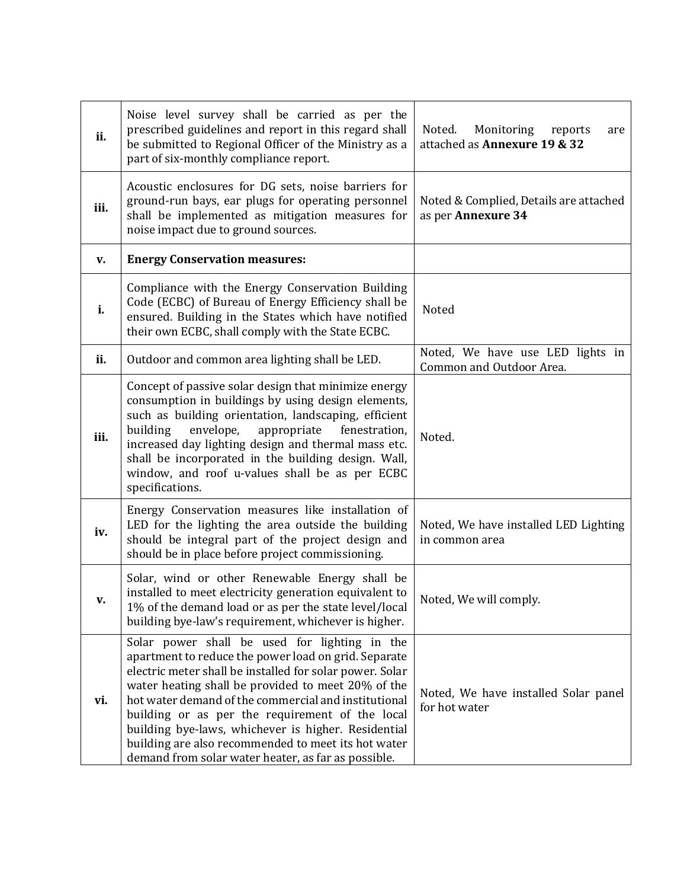| | | |
|---|---|---|
| **ii.** | Noise level survey shall be carried as per the prescribed guidelines and report in this regard shall be submitted to Regional Officer of the Ministry as a part of six-monthly compliance report. | Noted. Monitoring reports are attached as **Annexure 19 & 32** |
| **iii.** | Acoustic enclosures for DG sets, noise barriers for ground-run bays, ear plugs for operating personnel shall be implemented as mitigation measures for noise impact due to ground sources. | Noted & Complied, Details are attached as per **Annexure 34** |
| **v.** | **Energy Conservation measures:** | |
| **i.** | Compliance with the Energy Conservation Building Code (ECBC) of Bureau of Energy Efficiency shall be ensured. Building in the States which have notified their own ECBC, shall comply with the State ECBC. | Noted |
| **ii.** | Outdoor and common area lighting shall be LED. | Noted, We have use LED lights in Common and Outdoor Area. |
| **iii.** | Concept of passive solar design that minimize energy consumption in buildings by using design elements, such as building orientation, landscaping, efficient building envelope, appropriate fenestration, increased day lighting design and thermal mass etc. shall be incorporated in the building design. Wall, window, and roof u-values shall be as per ECBC specifications. | Noted. |
| **iv.** | Energy Conservation measures like installation of LED for the lighting the area outside the building should be integral part of the project design and should be in place before project commissioning. | Noted, We have installed LED Lighting in common area |
| **v.** | Solar, wind or other Renewable Energy shall be installed to meet electricity generation equivalent to 1% of the demand load or as per the state level/local building bye-law's requirement, whichever is higher. | Noted, We will comply. |
| **vi.** | Solar power shall be used for lighting in the apartment to reduce the power load on grid. Separate electric meter shall be installed for solar power. Solar water heating shall be provided to meet 20% of the hot water demand of the commercial and institutional building or as per the requirement of the local building bye-laws, whichever is higher. Residential building are also recommended to meet its hot water demand from solar water heater, as far as possible. | Noted, We have installed Solar panel for hot water |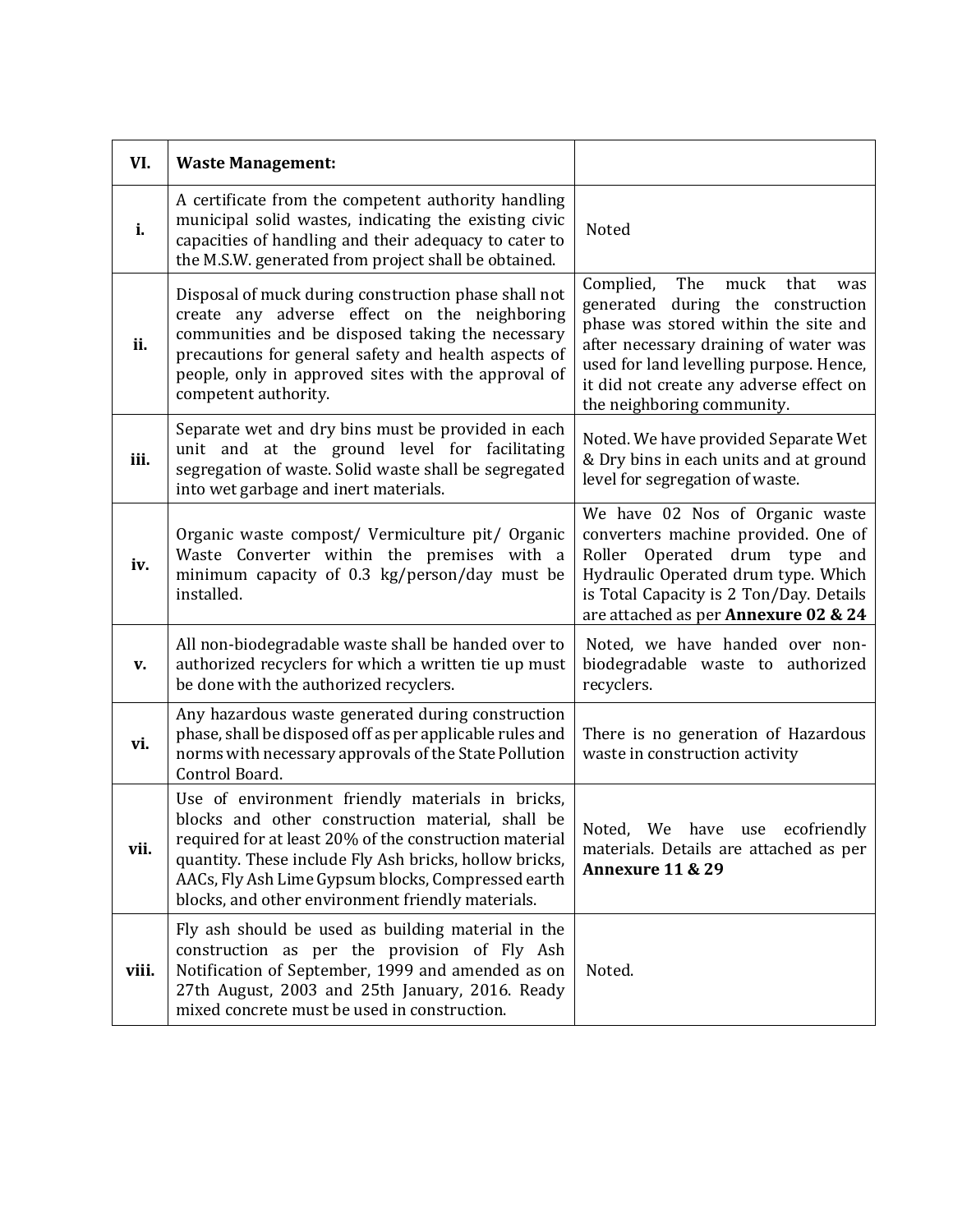| VI. | **Waste Management:** | |
|---|---|---|
| i. | A certificate from the competent authority handling municipal solid wastes, indicating the existing civic capacities of handling and their adequacy to cater to the M.S.W. generated from project shall be obtained. | Noted |
| ii. | Disposal of muck during construction phase shall not create any adverse effect on the neighboring communities and be disposed taking the necessary precautions for general safety and health aspects of people, only in approved sites with the approval of competent authority. | Complied, The muck that was generated during the construction phase was stored within the site and after necessary draining of water was used for land levelling purpose. Hence, it did not create any adverse effect on the neighboring community. |
| iii. | Separate wet and dry bins must be provided in each unit and at the ground level for facilitating segregation of waste. Solid waste shall be segregated into wet garbage and inert materials. | Noted. We have provided Separate Wet & Dry bins in each units and at ground level for segregation of waste. |
| iv. | Organic waste compost/ Vermiculture pit/ Organic Waste Converter within the premises with a minimum capacity of 0.3 kg/person/day must be installed. | We have 02 Nos of Organic waste converters machine provided. One of Roller Operated drum type and Hydraulic Operated drum type. Which is Total Capacity is 2 Ton/Day. Details are attached as per **Annexure 02 & 24** |
| v. | All non-biodegradable waste shall be handed over to authorized recyclers for which a written tie up must be done with the authorized recyclers. | Noted, we have handed over non-biodegradable waste to authorized recyclers. |
| vi. | Any hazardous waste generated during construction phase, shall be disposed off as per applicable rules and norms with necessary approvals of the State Pollution Control Board. | There is no generation of Hazardous waste in construction activity |
| vii. | Use of environment friendly materials in bricks, blocks and other construction material, shall be required for at least 20% of the construction material quantity. These include Fly Ash bricks, hollow bricks, AACs, Fly Ash Lime Gypsum blocks, Compressed earth blocks, and other environment friendly materials. | Noted, We have use ecofriendly materials. Details are attached as per **Annexure 11 & 29** |
| viii. | Fly ash should be used as building material in the construction as per the provision of Fly Ash Notification of September, 1999 and amended as on 27th August, 2003 and 25th January, 2016. Ready mixed concrete must be used in construction. | Noted. |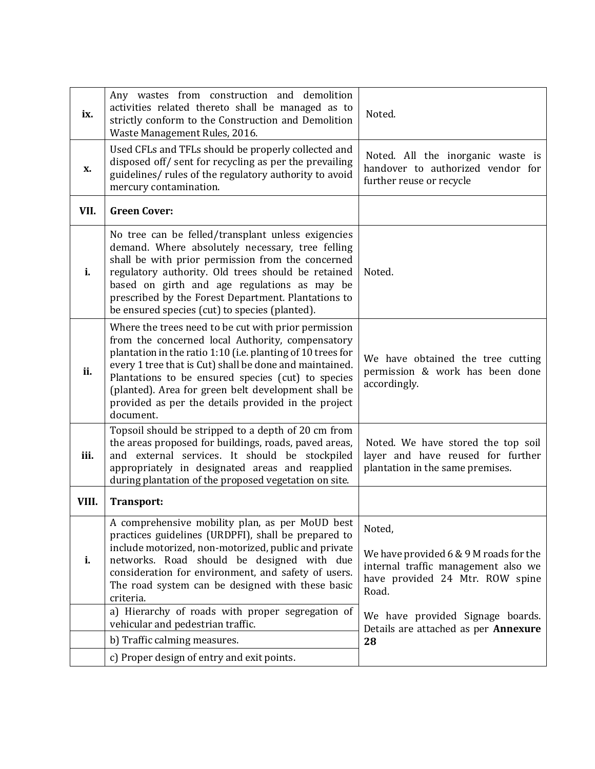| | | |
|---|---|---|
| **ix.** | Any wastes from construction and demolition activities related thereto shall be managed as to strictly conform to the Construction and Demolition Waste Management Rules, 2016. | Noted. |
| **x.** | Used CFLs and TFLs should be properly collected and disposed off/ sent for recycling as per the prevailing guidelines/ rules of the regulatory authority to avoid mercury contamination. | Noted. All the inorganic waste is handover to authorized vendor for further reuse or recycle |
| **VII.** | **Green Cover:** | |
| **i.** | No tree can be felled/transplant unless exigencies demand. Where absolutely necessary, tree felling shall be with prior permission from the concerned regulatory authority. Old trees should be retained based on girth and age regulations as may be prescribed by the Forest Department. Plantations to be ensured species (cut) to species (planted). | Noted. |
| **ii.** | Where the trees need to be cut with prior permission from the concerned local Authority, compensatory plantation in the ratio 1:10 (i.e. planting of 10 trees for every 1 tree that is Cut) shall be done and maintained. Plantations to be ensured species (cut) to species (planted). Area for green belt development shall be provided as per the details provided in the project document. | We have obtained the tree cutting permission & work has been done accordingly. |
| **iii.** | Topsoil should be stripped to a depth of 20 cm from the areas proposed for buildings, roads, paved areas, and external services. It should be stockpiled appropriately in designated areas and reapplied during plantation of the proposed vegetation on site. | Noted. We have stored the top soil layer and have reused for further plantation in the same premises. |
| **VIII.** | **Transport:** | |
| **i.** | A comprehensive mobility plan, as per MoUD best practices guidelines (URDPFI), shall be prepared to include motorized, non-motorized, public and private networks. Road should be designed with due consideration for environment, and safety of users. The road system can be designed with these basic criteria. | Noted,<br><br>We have provided 6 & 9 M roads for the internal traffic management also we have provided 24 Mtr. ROW spine Road.<br><br>We have provided Signage boards. Details are attached as per **Annexure 28** |
| | a) Hierarchy of roads with proper segregation of vehicular and pedestrian traffic. | |
| | b) Traffic calming measures. | |
| | c) Proper design of entry and exit points. | |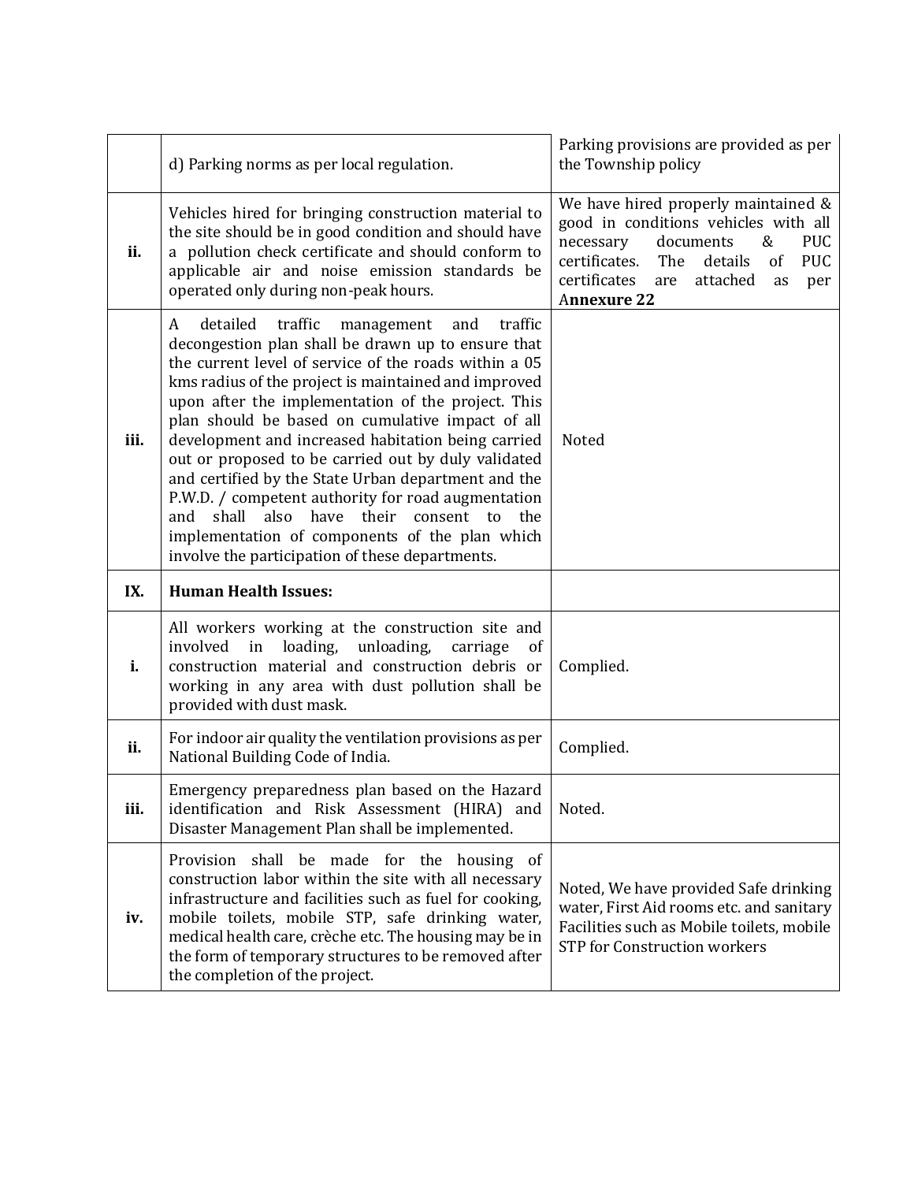| | | |
|---|---|---|
| | d) Parking norms as per local regulation. | Parking provisions are provided as per the Township policy |
| **ii.** | Vehicles hired for bringing construction material to the site should be in good condition and should have a pollution check certificate and should conform to applicable air and noise emission standards be operated only during non-peak hours. | We have hired properly maintained & good in conditions vehicles with all necessary documents & PUC certificates. The details of PUC certificates are attached as per A**nnexure 22** |
| **iii.** | A detailed traffic management and traffic decongestion plan shall be drawn up to ensure that the current level of service of the roads within a 05 kms radius of the project is maintained and improved upon after the implementation of the project. This plan should be based on cumulative impact of all development and increased habitation being carried out or proposed to be carried out by duly validated and certified by the State Urban department and the P.W.D. / competent authority for road augmentation and shall also have their consent to the implementation of components of the plan which involve the participation of these departments. | Noted |
| **IX.** | **Human Health Issues:** | |
| **i.** | All workers working at the construction site and involved in loading, unloading, carriage of construction material and construction debris or working in any area with dust pollution shall be provided with dust mask. | Complied. |
| **ii.** | For indoor air quality the ventilation provisions as per National Building Code of India. | Complied. |
| **iii.** | Emergency preparedness plan based on the Hazard identification and Risk Assessment (HIRA) and Disaster Management Plan shall be implemented. | Noted. |
| **iv.** | Provision shall be made for the housing of construction labor within the site with all necessary infrastructure and facilities such as fuel for cooking, mobile toilets, mobile STP, safe drinking water, medical health care, crèche etc. The housing may be in the form of temporary structures to be removed after the completion of the project. | Noted, We have provided Safe drinking water, First Aid rooms etc. and sanitary Facilities such as Mobile toilets, mobile STP for Construction workers |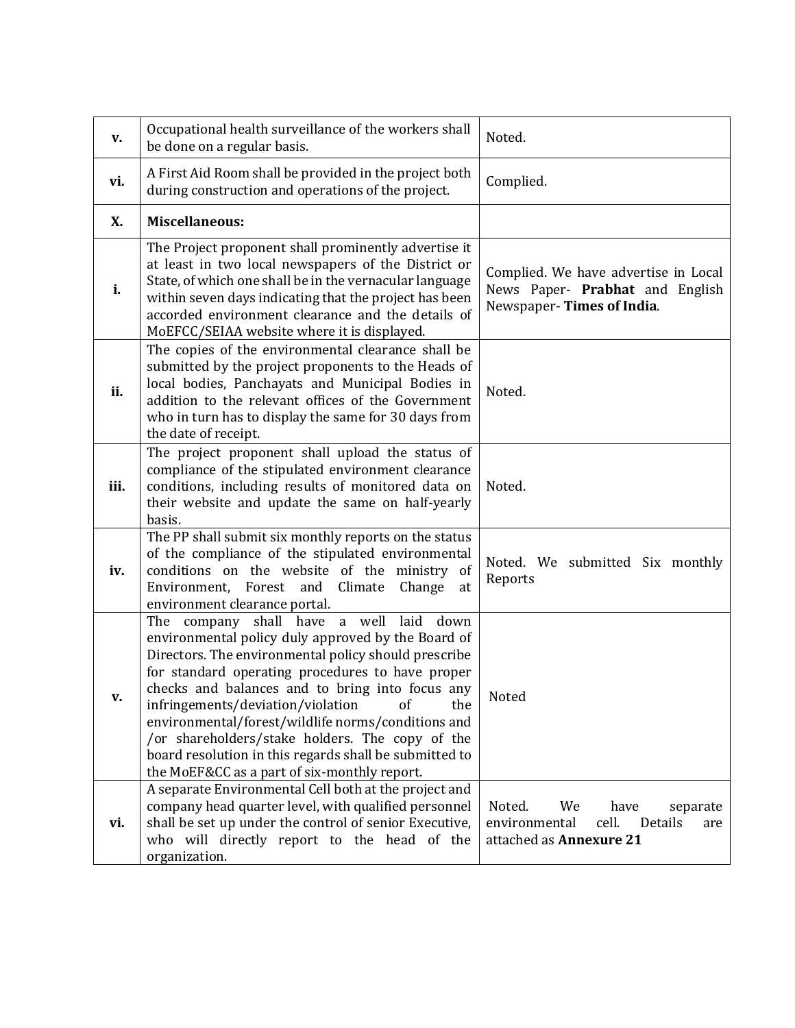| | | |
|---|---|---|
| **v.** | Occupational health surveillance of the workers shall be done on a regular basis. | Noted. |
| **vi.** | A First Aid Room shall be provided in the project both during construction and operations of the project. | Complied. |
| **X.** | **Miscellaneous:** | |
| **i.** | The Project proponent shall prominently advertise it at least in two local newspapers of the District or State, of which one shall be in the vernacular language within seven days indicating that the project has been accorded environment clearance and the details of MoEFCC/SEIAA website where it is displayed. | Complied. We have advertise in Local News Paper- **Prabhat** and English Newspaper- **Times of India**. |
| **ii.** | The copies of the environmental clearance shall be submitted by the project proponents to the Heads of local bodies, Panchayats and Municipal Bodies in addition to the relevant offices of the Government who in turn has to display the same for 30 days from the date of receipt. | Noted. |
| **iii.** | The project proponent shall upload the status of compliance of the stipulated environment clearance conditions, including results of monitored data on their website and update the same on half-yearly basis. | Noted. |
| **iv.** | The PP shall submit six monthly reports on the status of the compliance of the stipulated environmental conditions on the website of the ministry of Environment, Forest and Climate Change at environment clearance portal. | Noted. We submitted Six monthly Reports |
| **v.** | The company shall have a well laid down environmental policy duly approved by the Board of Directors. The environmental policy should prescribe for standard operating procedures to have proper checks and balances and to bring into focus any infringements/deviation/violation of the environmental/forest/wildlife norms/conditions and /or shareholders/stake holders. The copy of the board resolution in this regards shall be submitted to the MoEF&CC as a part of six-monthly report. | Noted |
| **vi.** | A separate Environmental Cell both at the project and company head quarter level, with qualified personnel shall be set up under the control of senior Executive, who will directly report to the head of the organization. | Noted. We have separate environmental cell. Details are attached as **Annexure 21** |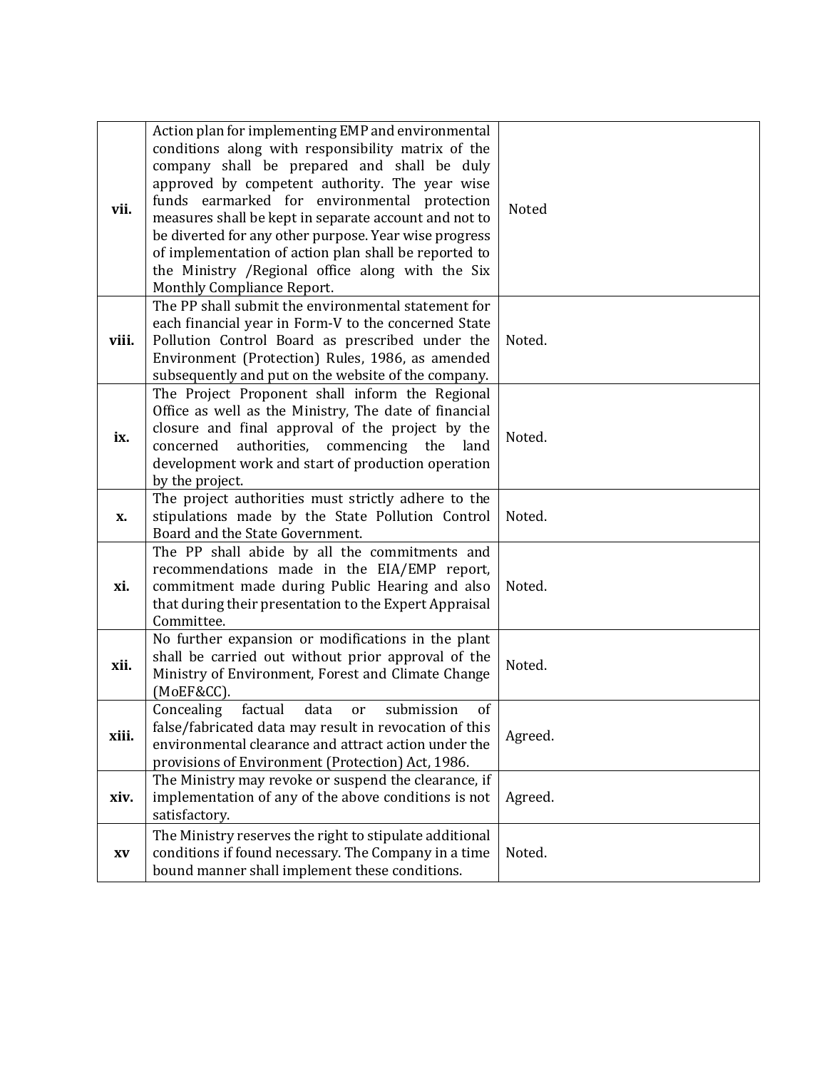| | | |
|---|---|---|
| **vii.** | Action plan for implementing EMP and environmental conditions along with responsibility matrix of the company shall be prepared and shall be duly approved by competent authority. The year wise funds earmarked for environmental protection measures shall be kept in separate account and not to be diverted for any other purpose. Year wise progress of implementation of action plan shall be reported to the Ministry /Regional office along with the Six Monthly Compliance Report. | Noted |
| **viii.** | The PP shall submit the environmental statement for each financial year in Form-V to the concerned State Pollution Control Board as prescribed under the Environment (Protection) Rules, 1986, as amended subsequently and put on the website of the company. | Noted. |
| **ix.** | The Project Proponent shall inform the Regional Office as well as the Ministry, The date of financial closure and final approval of the project by the concerned authorities, commencing the land development work and start of production operation by the project. | Noted. |
| **x.** | The project authorities must strictly adhere to the stipulations made by the State Pollution Control Board and the State Government. | Noted. |
| **xi.** | The PP shall abide by all the commitments and recommendations made in the EIA/EMP report, commitment made during Public Hearing and also that during their presentation to the Expert Appraisal Committee. | Noted. |
| **xii.** | No further expansion or modifications in the plant shall be carried out without prior approval of the Ministry of Environment, Forest and Climate Change (MoEF&CC). | Noted. |
| **xiii.** | Concealing factual data or submission of false/fabricated data may result in revocation of this environmental clearance and attract action under the provisions of Environment (Protection) Act, 1986. | Agreed. |
| **xiv.** | The Ministry may revoke or suspend the clearance, if implementation of any of the above conditions is not satisfactory. | Agreed. |
| **xv** | The Ministry reserves the right to stipulate additional conditions if found necessary. The Company in a time bound manner shall implement these conditions. | Noted. |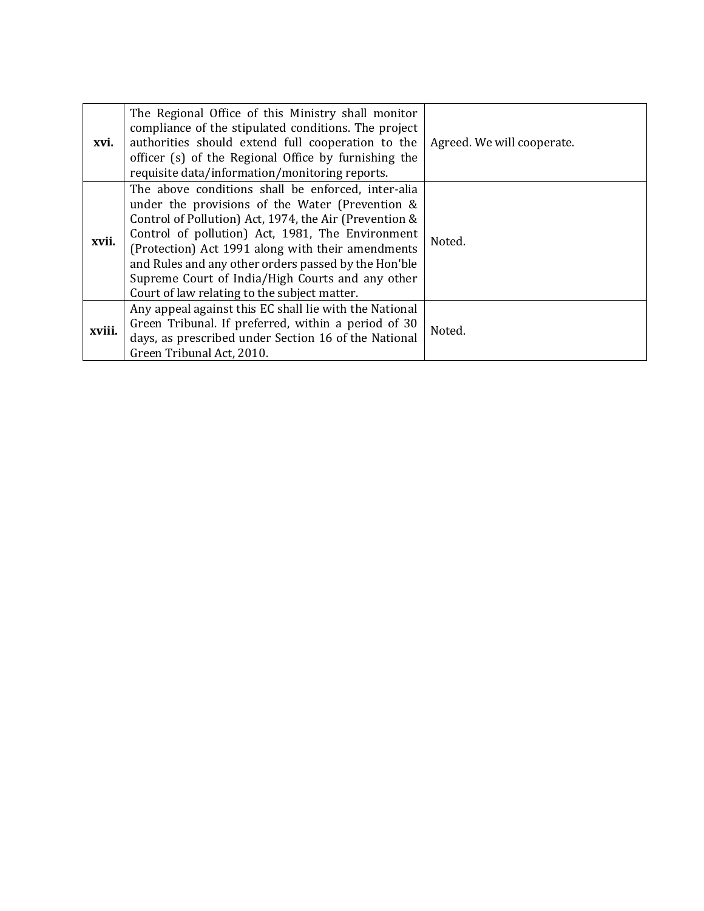| | | |
|---|---|---|
| **xvi.** | The Regional Office of this Ministry shall monitor compliance of the stipulated conditions. The project authorities should extend full cooperation to the officer (s) of the Regional Office by furnishing the requisite data/information/monitoring reports. | Agreed. We will cooperate. |
| **xvii.** | The above conditions shall be enforced, inter-alia under the provisions of the Water (Prevention & Control of Pollution) Act, 1974, the Air (Prevention & Control of pollution) Act, 1981, The Environment (Protection) Act 1991 along with their amendments and Rules and any other orders passed by the Hon'ble Supreme Court of India/High Courts and any other Court of law relating to the subject matter. | Noted. |
| **xviii.** | Any appeal against this EC shall lie with the National Green Tribunal. If preferred, within a period of 30 days, as prescribed under Section 16 of the National Green Tribunal Act, 2010. | Noted. |